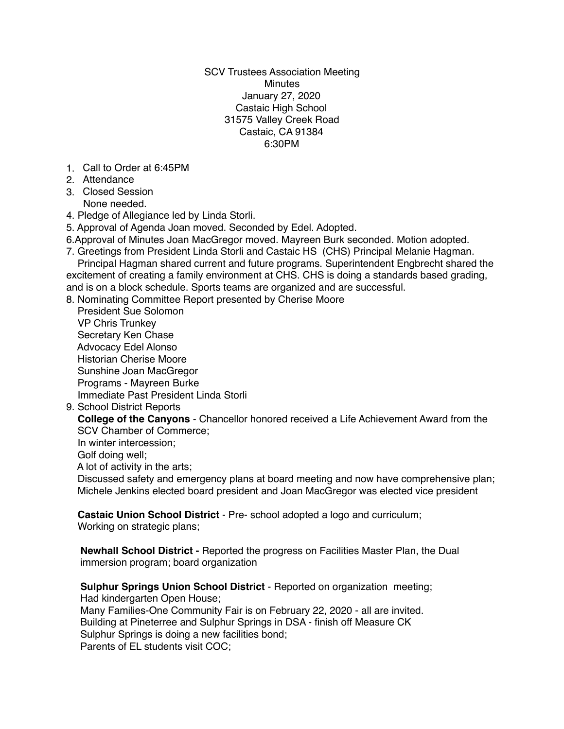SCV Trustees Association Meeting
Minutes
January 27, 2020
Castaic High School
31575 Valley Creek Road
Castaic, CA 91384
6:30PM

1. Call to Order at 6:45PM
2. Attendance
3. Closed Session
   None needed.
4. Pledge of Allegiance led by Linda Storli.
5. Approval of Agenda Joan moved. Seconded by Edel. Adopted.
6. Approval of Minutes Joan MacGregor moved. Mayreen Burk seconded. Motion adopted.
7. Greetings from President Linda Storli and Castaic HS (CHS) Principal Melanie Hagman.
   Principal Hagman shared current and future programs. Superintendent Engbrecht shared the excitement of creating a family environment at CHS. CHS is doing a standards based grading, and is on a block schedule. Sports teams are organized and are successful.
8. Nominating Committee Report presented by Cherise Moore
   President Sue Solomon
   VP Chris Trunkey
   Secretary Ken Chase
   Advocacy Edel Alonso
   Historian Cherise Moore
   Sunshine Joan MacGregor
   Programs - Mayreen Burke
   Immediate Past President Linda Storli
9. School District Reports

   **College of the Canyons** - Chancellor honored received a Life Achievement Award from the SCV Chamber of Commerce;
   In winter intercession;
   Golf doing well;
   A lot of activity in the arts;
   Discussed safety and emergency plans at board meeting and now have comprehensive plan;
   Michele Jenkins elected board president and Joan MacGregor was elected vice president

   **Castaic Union School District** - Pre- school adopted a logo and curriculum;
   Working on strategic plans;

   **Newhall School District -** Reported the progress on Facilities Master Plan, the Dual immersion program; board organization

   **Sulphur Springs Union School District** - Reported on organization meeting;
   Had kindergarten Open House;
   Many Families-One Community Fair is on February 22, 2020 - all are invited.
   Building at Pineterree and Sulphur Springs in DSA - finish off Measure CK
   Sulphur Springs is doing a new facilities bond;
   Parents of EL students visit COC;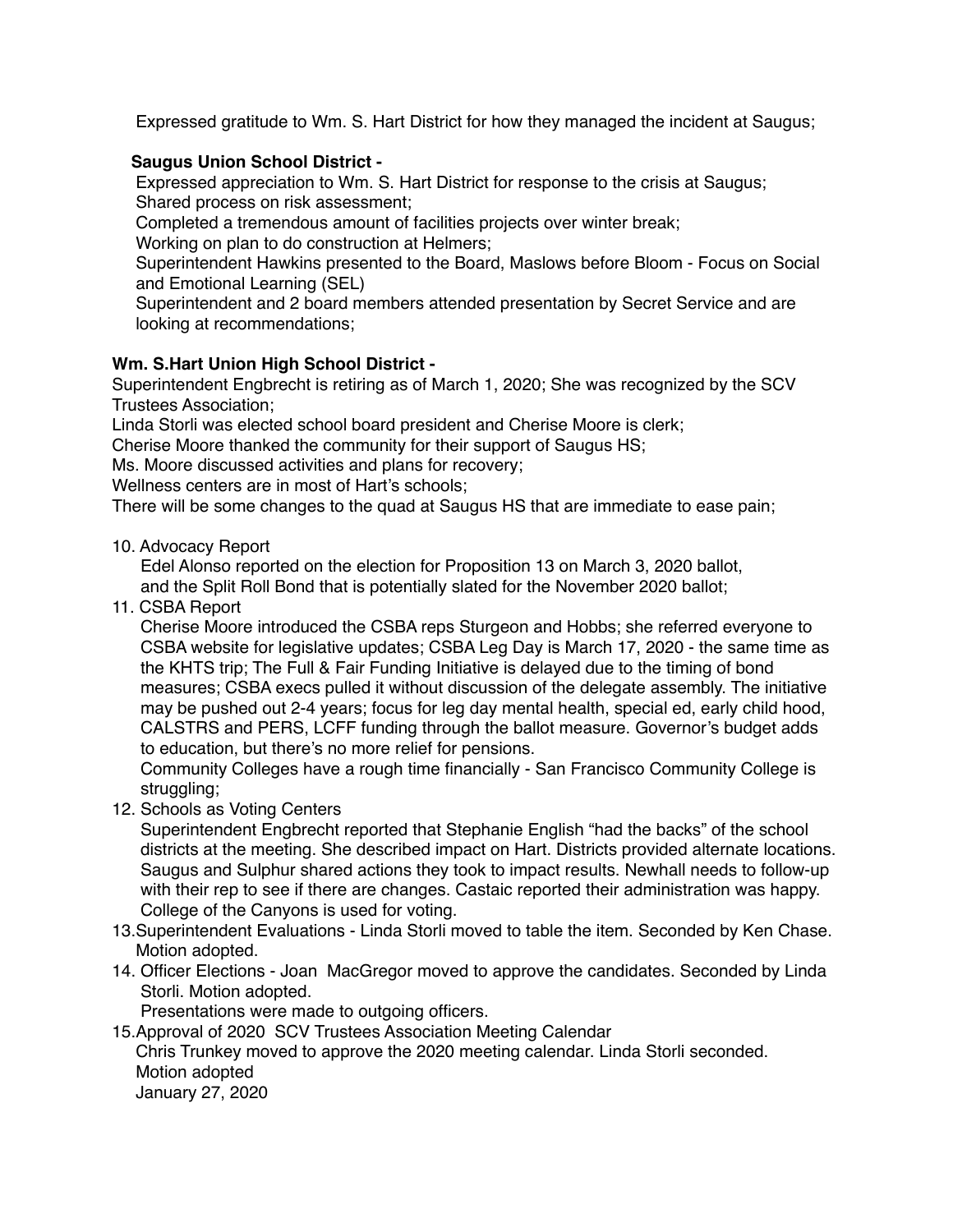Expressed gratitude to Wm. S. Hart District for how they managed the incident at Saugus;

**Saugus Union School District -**

Expressed appreciation to Wm. S. Hart District for response to the crisis at Saugus;
Shared process on risk assessment;
Completed a tremendous amount of facilities projects over winter break;
Working on plan to do construction at Helmers;
Superintendent Hawkins presented to the Board, Maslows before Bloom - Focus on Social and Emotional Learning (SEL)
Superintendent and 2 board members attended presentation by Secret Service and are looking at recommendations;

**Wm. S.Hart Union High School District -**

Superintendent Engbrecht is retiring as of March 1, 2020; She was recognized by the SCV Trustees Association;
Linda Storli was elected school board president and Cherise Moore is clerk;
Cherise Moore thanked the community for their support of Saugus HS;
Ms. Moore discussed activities and plans for recovery;
Wellness centers are in most of Hart's schools;
There will be some changes to the quad at Saugus HS that are immediate to ease pain;

10. Advocacy Report
    Edel Alonso reported on the election for Proposition 13 on March 3, 2020 ballot, and the Split Roll Bond that is potentially slated for the November 2020 ballot;
11. CSBA Report
    Cherise Moore introduced the CSBA reps Sturgeon and Hobbs; she referred everyone to CSBA website for legislative updates; CSBA Leg Day is March 17, 2020 - the same time as the KHTS trip; The Full & Fair Funding Initiative is delayed due to the timing of bond measures; CSBA execs pulled it without discussion of the delegate assembly. The initiative may be pushed out 2-4 years; focus for leg day mental health, special ed, early child hood, CALSTRS and PERS, LCFF funding through the ballot measure. Governor's budget adds to education, but there's no more relief for pensions.
    Community Colleges have a rough time financially - San Francisco Community College is struggling;
12. Schools as Voting Centers
    Superintendent Engbrecht reported that Stephanie English "had the backs" of the school districts at the meeting. She described impact on Hart. Districts provided alternate locations. Saugus and Sulphur shared actions they took to impact results. Newhall needs to follow-up with their rep to see if there are changes. Castaic reported their administration was happy. College of the Canyons is used for voting.
13. Superintendent Evaluations - Linda Storli moved to table the item. Seconded by Ken Chase. Motion adopted.
14. Officer Elections - Joan MacGregor moved to approve the candidates. Seconded by Linda Storli. Motion adopted.
    Presentations were made to outgoing officers.
15. Approval of 2020 SCV Trustees Association Meeting Calendar
    Chris Trunkey moved to approve the 2020 meeting calendar. Linda Storli seconded.
    Motion adopted
    January 27, 2020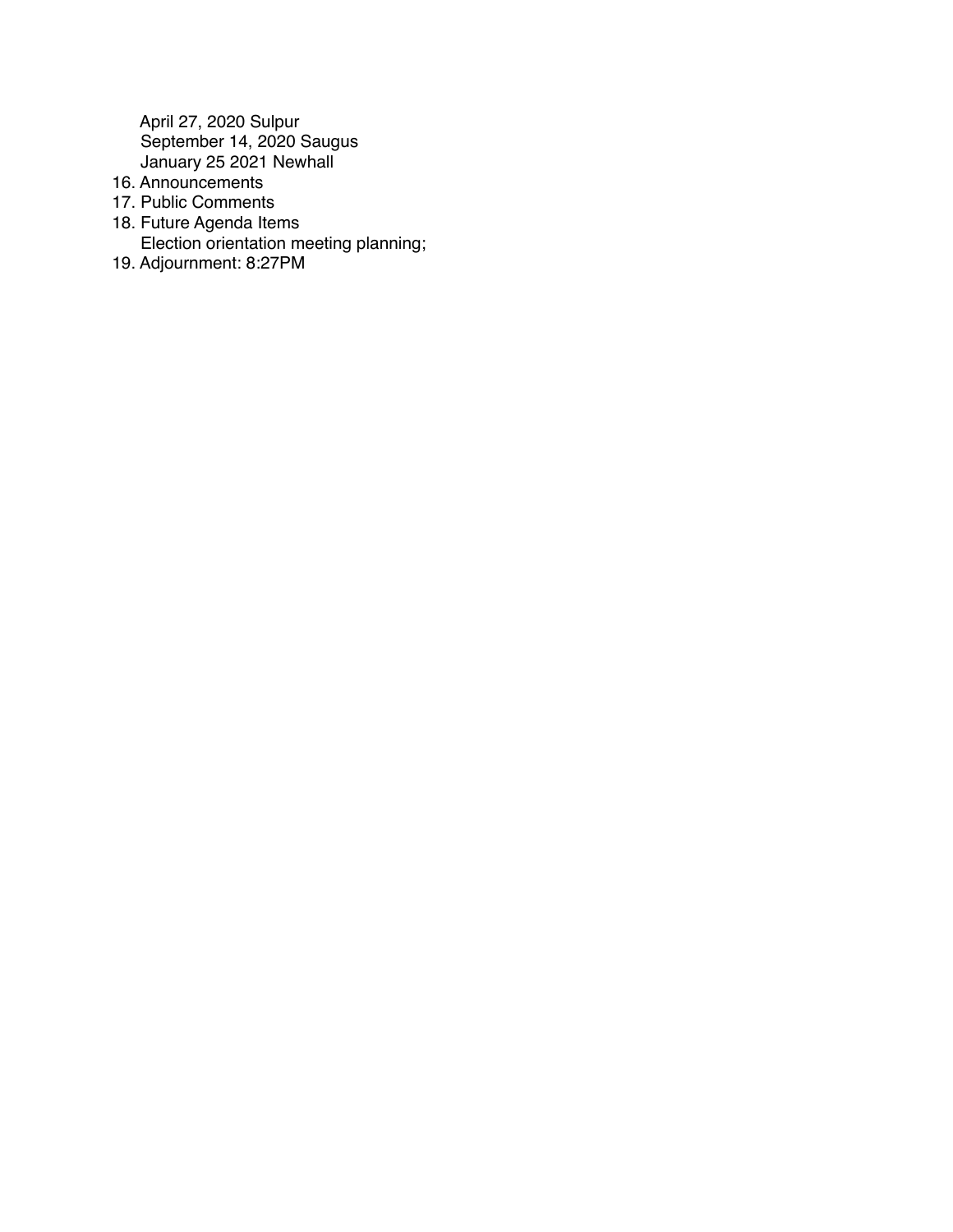April 27, 2020 Sulpur
September 14, 2020 Saugus
January 25 2021 Newhall

16. Announcements
17. Public Comments
18. Future Agenda Items
    Election orientation meeting planning;
19. Adjournment: 8:27PM